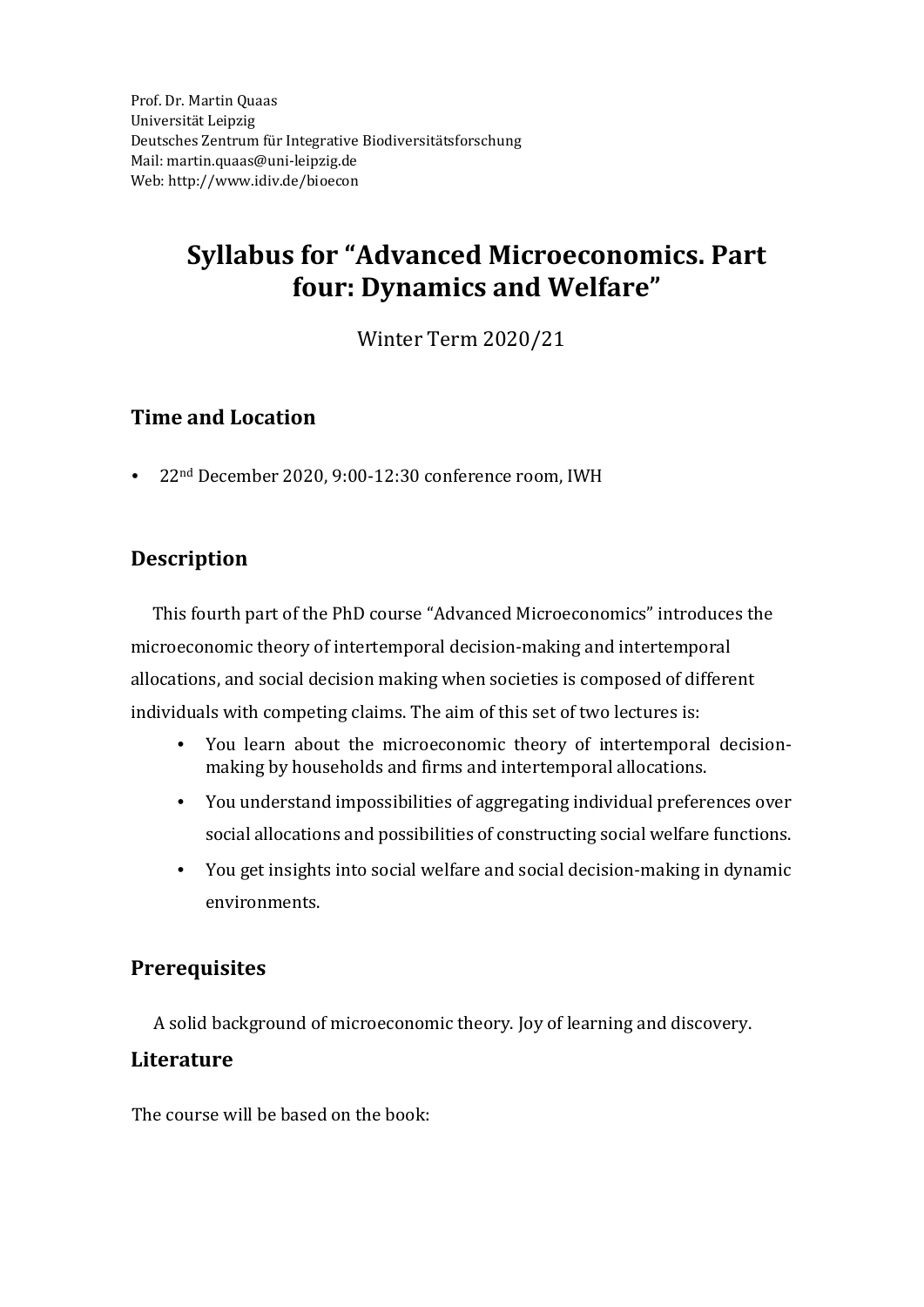Prof. Dr. Martin Quaas
Universität Leipzig
Deutsches Zentrum für Integrative Biodiversitätsforschung
Mail: martin.quaas@uni-leipzig.de
Web: http://www.idiv.de/bioecon

# Syllabus for "Advanced Microeconomics. Part four: Dynamics and Welfare"

Winter Term 2020/21

## Time and Location

- 22nd December 2020, 9:00-12:30 conference room, IWH

## Description

This fourth part of the PhD course "Advanced Microeconomics" introduces the microeconomic theory of intertemporal decision-making and intertemporal allocations, and social decision making when societies is composed of different individuals with competing claims. The aim of this set of two lectures is:

- You learn about the microeconomic theory of intertemporal decision-making by households and firms and intertemporal allocations.
- You understand impossibilities of aggregating individual preferences over social allocations and possibilities of constructing social welfare functions.
- You get insights into social welfare and social decision-making in dynamic environments.

## Prerequisites

A solid background of microeconomic theory. Joy of learning and discovery.

## Literature

The course will be based on the book: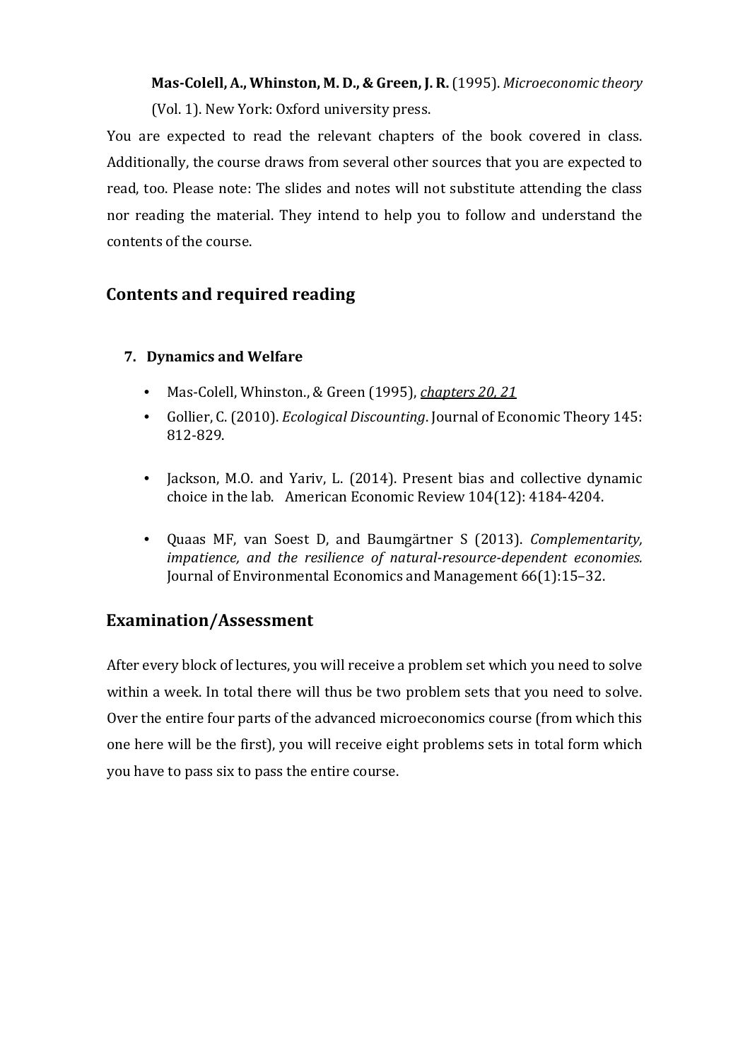**Mas-Colell, A., Whinston, M. D., & Green, J. R.** (1995). *Microeconomic theory* (Vol. 1). New York: Oxford university press.

You are expected to read the relevant chapters of the book covered in class. Additionally, the course draws from several other sources that you are expected to read, too. Please note: The slides and notes will not substitute attending the class nor reading the material. They intend to help you to follow and understand the contents of the course.

## Contents and required reading

7. **Dynamics and Welfare**

   - Mas-Colell, Whinston., & Green (1995), *chapters 20, 21*
   - Gollier, C. (2010). *Ecological Discounting*. Journal of Economic Theory 145: 812-829.
   - Jackson, M.O. and Yariv, L. (2014). Present bias and collective dynamic choice in the lab. American Economic Review 104(12): 4184-4204.
   - Quaas MF, van Soest D, and Baumgärtner S (2013). *Complementarity, impatience, and the resilience of natural-resource-dependent economies.* Journal of Environmental Economics and Management 66(1):15–32.

## Examination/Assessment

After every block of lectures, you will receive a problem set which you need to solve within a week. In total there will thus be two problem sets that you need to solve. Over the entire four parts of the advanced microeconomics course (from which this one here will be the first), you will receive eight problems sets in total form which you have to pass six to pass the entire course.